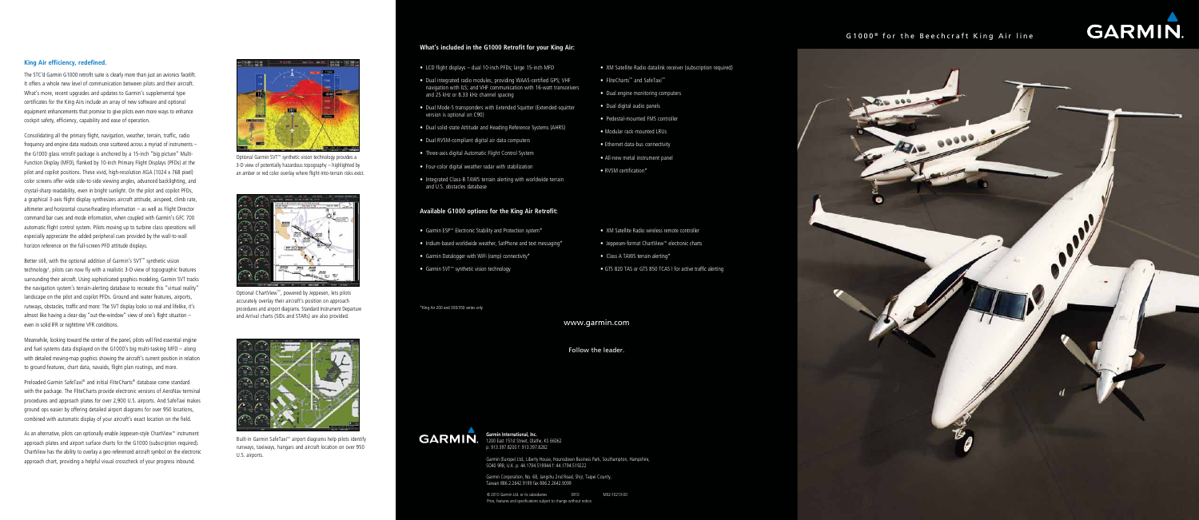## King Air efficiency, redefined.

The STC'd Garmin G1000 retrofit suite is clearly more than just an avionics facelift. It offers a whole new level of communication between pilots and their aircraft. What's more, recent upgrades and updates to Garmin's supplemental type certificates for the King Airs include an array of new software and optional equipment enhancements that promise to give pilots even more ways to enhance cockpit safety, efficiency, capability and ease of operation.

Consolidating all the primary flight, navigation, weather, terrain, traffic, radio frequency and engine data readouts once scattered across a myriad of instruments – the G1000 glass retrofit package is anchored by a 15-inch "big picture" Multi-Function Display (MFD), flanked by 10-inch Primary Flight Displays (PFDs) at the pilot and copilot positions. These vivid, high-resolution XGA (1024 x 768 pixel) color screens offer wide side-to-side viewing angles, advanced backlighting, and crystal-sharp readability, even in bright sunlight. On the pilot and copilot PFDs, a graphical 3-axis flight display synthesizes aircraft attitude, airspeed, climb rate, altimeter and horizontal course/heading information – as well as Flight Director command bar cues and mode information, when coupled with Garmin's GFC 700 automatic flight control system. Pilots moving up to turbine class operations will especially appreciate the added peripheral cues provided by the wall-to-wall horizon reference on the full-screen PFD attitude displays.

Better still, with the optional addition of Garmin's SVT™ synthetic vision technology[1], pilots can now fly with a realistic 3-D view of topographic features surrounding their aircraft. Using sophisticated graphics modeling, Garmin SVT tracks the navigation system's terrain-alerting database to recreate this "virtual reality" landscape on the pilot and copilot PFDs. Ground and water features, airports, runways, obstacles, traffic and more: The SVT display looks so real and lifelike, it's almost like having a clear-day "out-the-window" view of one's flight situation – even in solid IFR or nighttime VFR conditions.

Meanwhile, looking toward the center of the panel, pilots will find essential engine and fuel systems data displayed on the G1000's big multi-tasking MFD – along with detailed moving-map graphics showing the aircraft's current position in relation to ground features, chart data, navaids, flight plan routings, and more.

Preloaded Garmin SafeTaxi® and initial FliteCharts® database come standard with the package. The FliteCharts provide electronic versions of AeroNav terminal procedures and approach plates for over 2,900 U.S. airports. And SafeTaxi makes ground ops easier by offering detailed airport diagrams for over 950 locations, combined with automatic display of your aircraft's exact location on the field.

As an alternative, pilots can optionally enable Jeppesen-style ChartView™ instrument approach plates and airport surface charts for the G1000 (subscription required). ChartView has the ability to overlay a geo-referenced aircraft symbol on the electronic approach chart, providing a helpful visual crosscheck of your progress inbound.

Optional Garmin SVT™ synthetic vision technology provides a 3-D view of potentially hazardous topography – highlighted by an amber or red color overlay where flight-into-terrain risks exist.

Optional ChartView™, powered by Jeppesen, lets pilots accurately overlay their aircraft's position on approach procedures and airport diagrams. Standard Instrument Departure and Arrival charts (SIDs and STARs) are also provided.

Built-in Garmin SafeTaxi® airport diagrams help pilots identify runways, taxiways, hangars and aircraft location on over 950 U.S. airports.

### What's included in the G1000 Retrofit for your King Air:

- LCD flight displays – dual 10-inch PFDs; large 15-inch MFD
- Dual integrated radio modules, providing WAAS-certified GPS; VHF navigation with ILS; and VHF communication with 16-watt transceivers and 25 kHz or 8.33 kHz channel spacing
- Dual Mode-S transponders with Extended Squitter (Extended-squitter version is optional on C90)
- Dual solid-state Attitude and Heading Reference Systems (AHRS)
- Dual RVSM-compliant digital air data computers
- Three-axis digital Automatic Flight Control System
- Four-color digital weather radar with stabilization
- Integrated Class-B TAWS terrain alerting with worldwide terrain and U.S. obstacles database
- XM Satellite Radio datalink receiver (subscription required)
- FliteCharts™ and SafeTaxi™
- Dual engine monitoring computers
- Dual digital audio panels
- Pedestal-mounted FMS controller
- Modular rack-mounted LRUs
- Ethernet data-bus connectivity
- All-new metal instrument panel
- RVSM certification*

### Available G1000 options for the King Air Retrofit:

- Garmin ESP™ Electronic Stability and Protection system*
- Iridium-based worldwide weather, SatPhone and text messaging*
- Garmin Datalogger with WiFi (ramp) connectivity*
- Garmin SVT™ synthetic vision technology
- XM Satellite Radio wireless remote controller
- Jeppesen-format ChartView™ electronic charts
- Class A TAWS terrain alerting*
- GTS 820 TAS or GTS 850 TCAS I for active traffic alerting

*King Air 200 and 300/350 series only

www.garmin.com

Follow the leader.

**Garmin International, Inc.**
1200 East 151st Street, Olathe, KS 66062
p. 913.397.8200 f. 913.397.8282

Garmin (Europe) Ltd., Liberty House, Hounsdown Business Park, Southampton, Hampshire, SO40 9RB, U.K. p. 44.1794.519944 f. 44.1794.519222

Garmin Corporation, No. 68, Jangshu 2nd Road, Shijr, Taipei County, Taiwan 886.2.2642.9199 fax 886.2.2642.9099

© 2010 Garmin Ltd. or its subsidiaries 0910 M02-10215-00
Price, features and specifications subject to change without notice.

G1000® for the Beechcraft King Air line

GARMIN.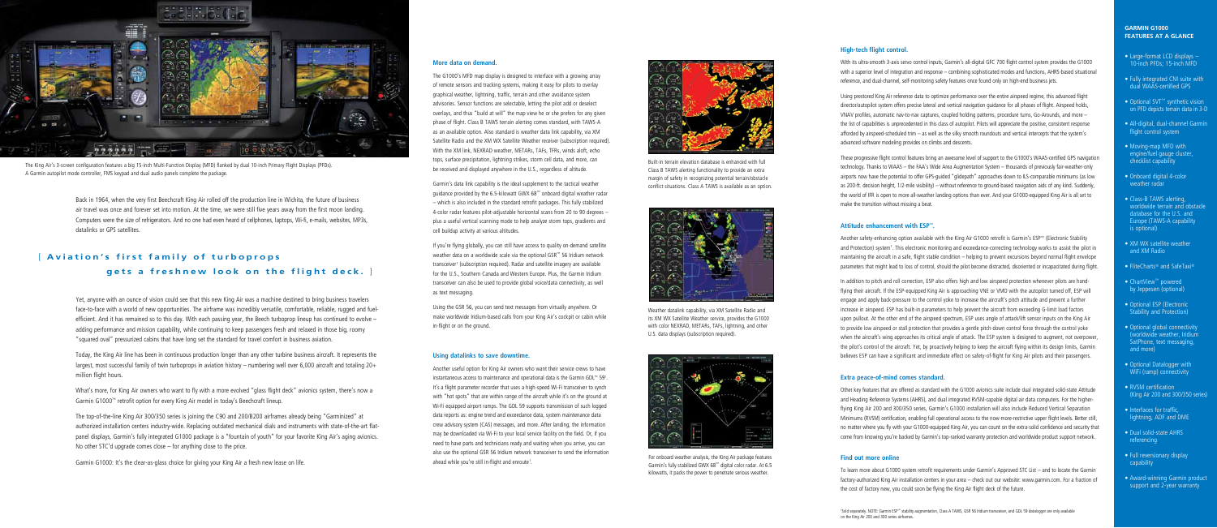The King Air's 3-screen configuration features a big 15-inch Multi-Function Display (MFD) flanked by dual 10-inch Primary Flight Displays (PFDs). A Garmin autopilot mode controller, FMS keypad and dual audio panels complete the package.

Back in 1964, when the very first Beechcraft King Air rolled off the production line in Wichita, the future of business air travel was once and forever set into motion. At the time, we were still five years away from the first moon landing. Computers were the size of refrigerators. And no one had even heard of cellphones, laptops, Wi-fi, e-mails, websites, MP3s, datalinks or GPS satellites.

# [ Aviation's first family of turboprops gets a freshnew look on the flight deck. ]

Yet, anyone with an ounce of vision could see that this new King Air was a machine destined to bring business travelers face-to-face with a world of new opportunities. The airframe was incredibly versatile, comfortable, reliable, rugged and fuel-efficient. And it has remained so to this day. With each passing year, the Beech turboprop lineup has continued to evolve – adding performance and mission capability, while continuing to keep passengers fresh and relaxed in those big, roomy "squared oval" pressurized cabins that have long set the standard for travel comfort in business aviation.

Today, the King Air line has been in continuous production longer than any other turbine business aircraft. It represents the largest, most successful family of twin turboprops in aviation history – numbering well over 6,000 aircraft and totaling 20+ million flight hours.

What's more, for King Air owners who want to fly with a more evolved "glass flight deck" avionics system, there's now a Garmin G1000™ retrofit option for every King Air model in today's Beechcraft lineup.

The top-of-the-line King Air 300/350 series is joining the C90 and 200/B200 airframes already being "Garminized" at authorized installation centers industry-wide. Replacing outdated mechanical dials and instruments with state-of-the-art flat-panel displays, Garmin's fully integrated G1000 package is a "fountain of youth" for your favorite King Air's aging avionics. No other STC'd upgrade comes close – for anything close to the price.

Garmin G1000: It's the clear-as-glass choice for giving your King Air a fresh new lease on life.

## More data on demand.

The G1000's MFD map display is designed to interface with a growing array of remote sensors and tracking systems, making it easy for pilots to overlay graphical weather, lightning, traffic, terrain and other avoidance system advisories. Sensor functions are selectable, letting the pilot add or deselect overlays, and thus "build at will" the map view he or she prefers for any given phase of flight. Class B TAWS terrain alerting comes standard, with TAWS-A as an available option. Also standard is weather data link capability, via XM Satellite Radio and the XM WX Satellite Weather receiver (subscription required). With the XM link, NEXRAD weather, METARs, TAFs, TFRs, winds aloft, echo tops, surface precipitation, lightning strikes, storm cell data, and more, can be received and displayed anywhere in the U.S., regardless of altitude.

Garmin's data link capability is the ideal supplement to the tactical weather guidance provided by the 6.5-kilowatt GWX 68™ onboard digital weather radar – which is also included in the standard retrofit packages. This fully stabilized 4-color radar features pilot-adjustable horizontal scans from 20 to 90 degrees – plus a useful vertical scanning mode to help analyze storm tops, gradients and cell buildup activity at various altitudes.

If you're flying globally, you can still have access to quality on-demand satellite weather data on a worldwide scale via the optional GSR™ 56 Iridium network transceiver[1] (subscription required). Radar and satellite imagery are available for the U.S., Southern Canada and Western Europe. Plus, the Garmin Iridium transceiver can also be used to provide global voice/data connectivity, as well as text messaging.

Using the GSR 56, you can send text messages from virtually anywhere. Or make worldwide Iridium-based calls from your King Air's cockpit or cabin while in-flight or on the ground.

## Using datalinks to save downtime.

Another useful option for King Air owners who want their service crews to have instantaneous access to maintenance and operational data is the Garmin GDL™ 59[1]. It's a flight parameter recorder that uses a high-speed Wi-Fi transceiver to synch with "hot spots" that are within range of the aircraft while it's on the ground at Wi-Fi equipped airport ramps. The GDL 59 supports transmission of such logged data reports as: engine trend and exceedance data, system maintenance data crew advisory system (CAS) messages, and more. After landing, the information may be downloaded via Wi-Fi to your local service facility on the field. Or, if you need to have parts and technicians ready and waiting when you arrive, you can also use the optional GSR 56 Iridium network transceiver to send the information ahead while you're still in-flight and enroute[1].

Built-in terrain elevation database is enhanced with full Class B TAWS alerting functionality to provide an extra margin of safety in recognizing potential terrain/obstacle conflict situations. Class A TAWS is available as an option.

Weather datalink capability, via XM Satellite Radio and its XM WX Satellite Weather service, provides the G1000 with color NEXRAD, METARs, TAFs, lightning, and other U.S. data displays (subscription required).

For onboard weather analysis, the King Air package features Garmin's fully stabilized GWX 68™ digital color radar. At 6.5 kilowatts, it packs the power to penetrate serious weather.

## High-tech flight control.

With its ultra-smooth 3-axis servo control inputs, Garmin's all-digital GFC 700 flight control system provides the G1000 with a superior level of integration and response – combining sophisticated modes and functions, AHRS-based situational reference, and dual-channel, self-monitoring safety features once found only on high-end business jets.

Using prestored King Air reference data to optimize performance over the entire airspeed regime, this advanced flight director/autopilot system offers precise lateral and vertical navigation guidance for all phases of flight. Airspeed holds, VNAV profiles, automatic nav-to-nav captures, coupled holding patterns, procedure turns, Go-Arounds, and more – the list of capabilities is unprecedented in this class of autopilot. Pilots will appreciate the positive, consistent response afforded by airspeed-scheduled trim – as well as the silky smooth roundouts and vertical intercepts that the system's advanced software modeling provides on climbs and descents.

These progressive flight control features bring an awesome level of support to the G1000's WAAS-certified GPS navigation technology. Thanks to WAAS – the FAA's Wide Area Augmentation System – thousands of previously fair-weather-only airports now have the potential to offer GPS-guided "glidepath" approaches down to ILS-comparable minimums (as low as 200-ft. decision height, 1/2-mile visibility) – without reference to ground-based navigation aids of any kind. Suddenly, the world of IFR is open to more all-weather landing options than ever. And your G1000-equipped King Air is all set to make the transition without missing a beat.

## Attitude enhancement with ESP™.

Another safety-enhancing option available with the King Air G1000 retrofit is Garmin's ESP™ (Electronic Stability and Protection) system[1]. This electronic monitoring and exceedance-correcting technology works to assist the pilot in maintaining the aircraft in a safe, flight stable condition – helping to prevent excursions beyond normal flight envelope parameters that might lead to loss of control, should the pilot become distracted, disoriented or incapacitated during flight.

In addition to pitch and roll correction, ESP also offers high and low airspeed protection whenever pilots are hand-flying their aircraft. If the ESP-equipped King Air is approaching VNE or VMO with the autopilot turned off, ESP will engage and apply back-pressure to the control yoke to increase the aircraft's pitch attitude and prevent a further increase in airspeed. ESP has built-in parameters to help prevent the aircraft from exceeding G-limit load factors upon pullout. At the other end of the airspeed spectrum, ESP uses angle of attack/lift sensor inputs on the King Air to provide low airspeed or stall protection that provides a gentle pitch-down control force through the control yoke when the aircraft's wing approaches its critical angle of attack. The ESP system is designed to augment, not overpower, the pilot's control of the aircraft. Yet, by proactively helping to keep the aircraft flying within its design limits, Garmin believes ESP can have a significant and immediate effect on safety-of-flight for King Air pilots and their passengers.

## Extra peace-of-mind comes standard.

Other key features that are offered as standard with the G1000 avionics suite include dual integrated solid-state Attitude and Heading Reference Systems (AHRS), and dual integrated RVSM-capable digital air data computers. For the higher-flying King Air 200 and 300/350 series, Garmin's G1000 installation will also include Reduced Vertical Separation Minimums (RVSM) certification, enabling full operational access to the now-more-restrictive upper flight levels. Better still, no matter where you fly with your G1000-equipped King Air, you can count on the extra-solid confidence and security that come from knowing you're backed by Garmin's top-ranked warranty protection and worldwide product support network.

## Find out more online

To learn more about G1000 system retrofit requirements under Garmin's Approved STC List – and to locate the Garmin factory-authorized King Air installation centers in your area – check out our website: www.garmin.com. For a fraction of the cost of factory new, you could soon be flying the King Air flight deck of the future.

### GARMIN G1000 FEATURES AT A GLANCE

- Large-format LCD displays – 10-inch PFDs; 15-inch MFD
- Fully integrated CNI suite with dual WAAS-certified GPS
- Optional SVT™ synthetic vision on PFD depicts terrain data in 3-D
- All-digital, dual-channel Garmin flight control system
- Moving-map MFD with engine/fuel gauge cluster, checklist capability
- Onboard digital 4-color weather radar
- Class-B TAWS alerting, worldwide terrain and obstacle database for the U.S. and Europe (TAWS-A capability is optional)
- XM WX satellite weather and XM Radio
- FliteCharts® and SafeTaxi®
- ChartView™ powered by Jeppesen (optional)
- Optional ESP (Electronic Stability and Protection)
- Optional global connectivity (worldwide weather, Iridium SatPhone, text messaging, and more)
- Optional Datalogger with WiFi (ramp) connectivity
- RVSM certification (King Air 200 and 300/350 series)
- Interfaces for traffic, lightning, ADF and DME
- Dual solid-state AHRS referencing
- Full reversionary display capability
- Award-winning Garmin product support and 2-year warranty

[1]Sold separately. NOTE: Garmin ESP™ stability augmentation, Class A TAWS, GSR 56 Iridium transceiver, and GDL 59 datalogger are only available on the King Air 200 and 300 series airframes.